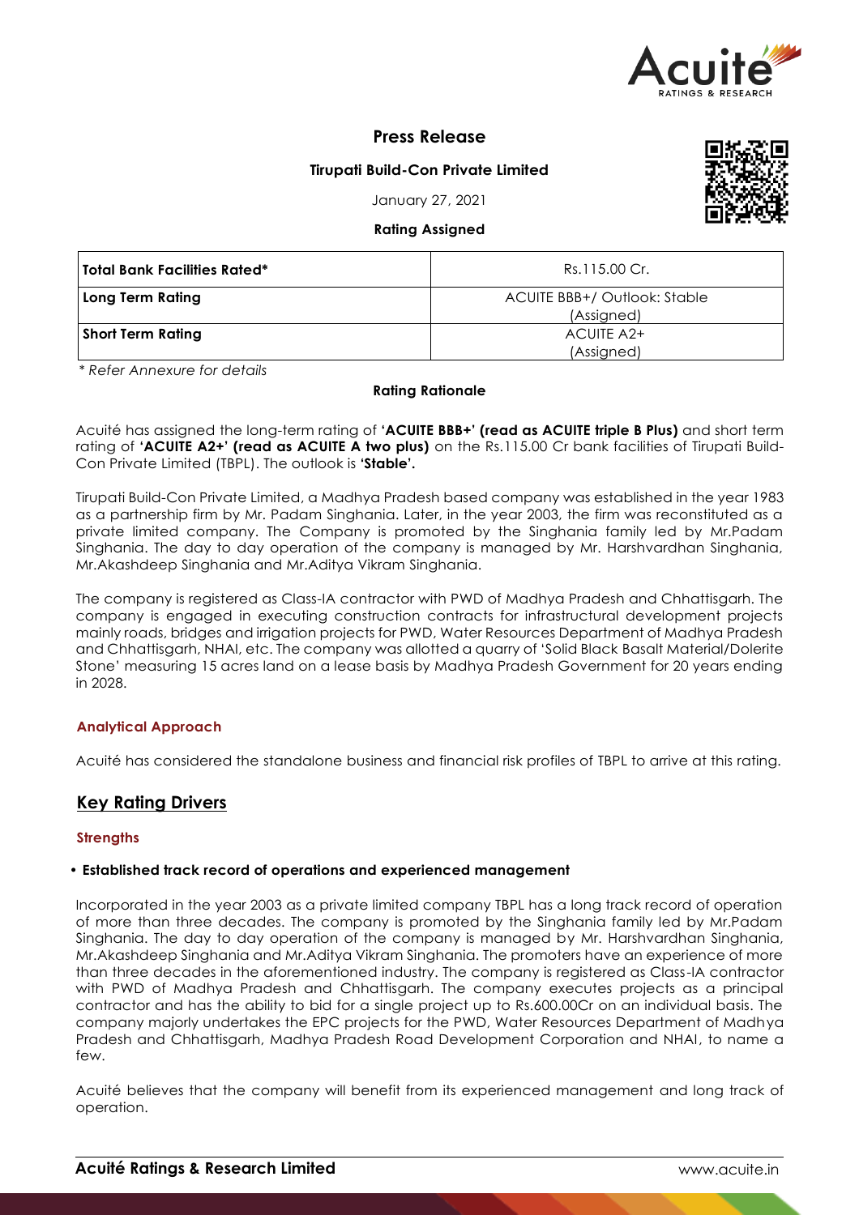# Press Release

**Tirupati Build-Con Private Limited**

January 27, 2021

**Rating Assigned**

| **Total Bank Facilities Rated*** | Rs.115.00 Cr. |
|---|---|
| **Long Term Rating** | ACUITE BBB+/ Outlook: Stable (Assigned) |
| **Short Term Rating** | ACUITE A2+ (Assigned) |

*\* Refer Annexure for details*

**Rating Rationale**

Acuité has assigned the long-term rating of **'ACUITE BBB+' (read as ACUITE triple B Plus)** and short term rating of **'ACUITE A2+' (read as ACUITE A two plus)** on the Rs.115.00 Cr bank facilities of Tirupati Build-Con Private Limited (TBPL). The outlook is **'Stable'.**

Tirupati Build-Con Private Limited, a Madhya Pradesh based company was established in the year 1983 as a partnership firm by Mr. Padam Singhania. Later, in the year 2003, the firm was reconstituted as a private limited company. The Company is promoted by the Singhania family led by Mr.Padam Singhania. The day to day operation of the company is managed by Mr. Harshvardhan Singhania, Mr.Akashdeep Singhania and Mr.Aditya Vikram Singhania.

The company is registered as Class-IA contractor with PWD of Madhya Pradesh and Chhattisgarh. The company is engaged in executing construction contracts for infrastructural development projects mainly roads, bridges and irrigation projects for PWD, Water Resources Department of Madhya Pradesh and Chhattisgarh, NHAI, etc. The company was allotted a quarry of 'Solid Black Basalt Material/Dolerite Stone' measuring 15 acres land on a lease basis by Madhya Pradesh Government for 20 years ending in 2028.

### Analytical Approach

Acuité has considered the standalone business and financial risk profiles of TBPL to arrive at this rating.

## Key Rating Drivers

### Strengths

- **Established track record of operations and experienced management**

Incorporated in the year 2003 as a private limited company TBPL has a long track record of operation of more than three decades. The company is promoted by the Singhania family led by Mr.Padam Singhania. The day to day operation of the company is managed by Mr. Harshvardhan Singhania, Mr.Akashdeep Singhania and Mr.Aditya Vikram Singhania. The promoters have an experience of more than three decades in the aforementioned industry. The company is registered as Class-IA contractor with PWD of Madhya Pradesh and Chhattisgarh. The company executes projects as a principal contractor and has the ability to bid for a single project up to Rs.600.00Cr on an individual basis. The company majorly undertakes the EPC projects for the PWD, Water Resources Department of Madhya Pradesh and Chhattisgarh, Madhya Pradesh Road Development Corporation and NHAI, to name a few.

Acuité believes that the company will benefit from its experienced management and long track of operation.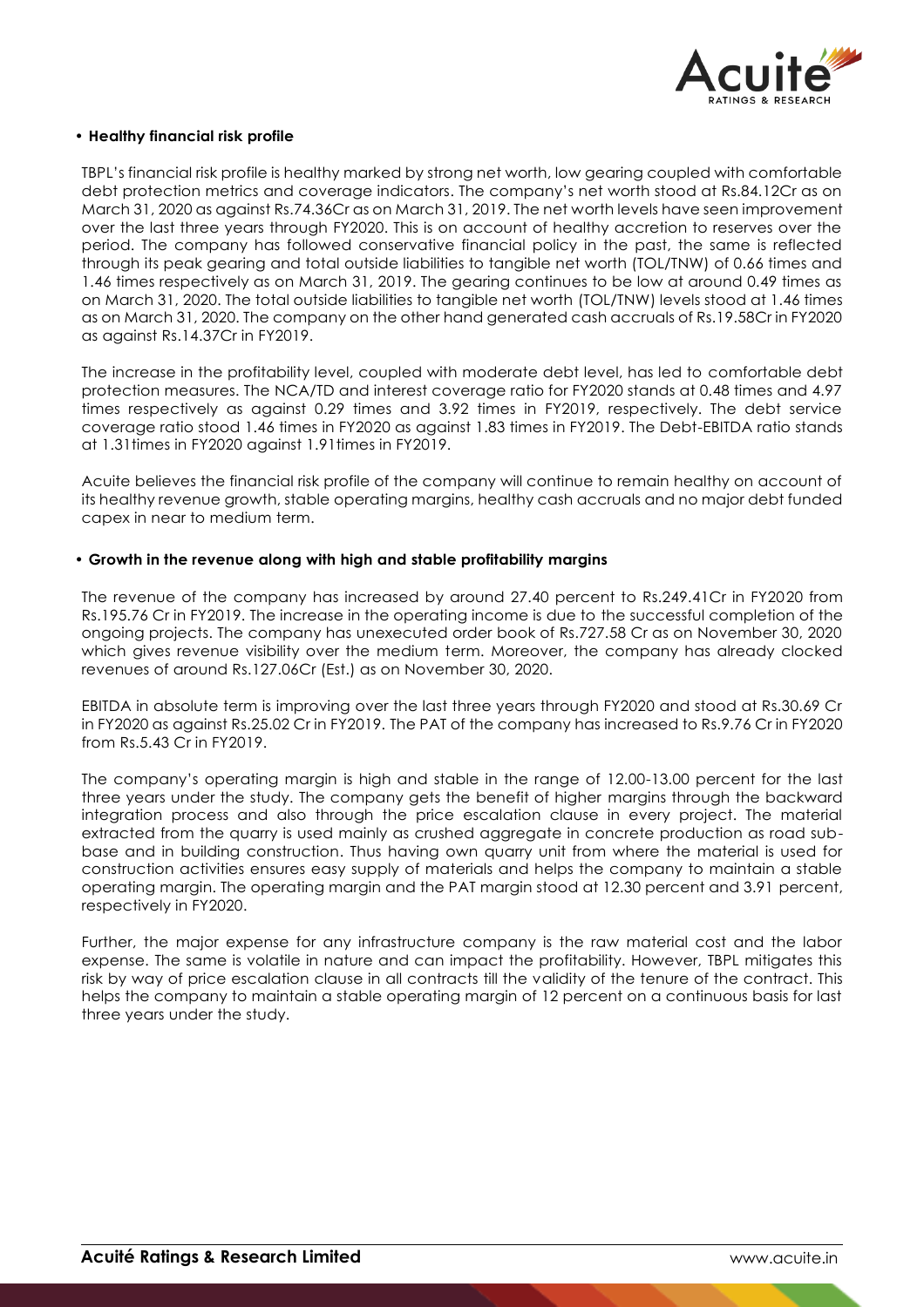- **Healthy financial risk profile**

TBPL's financial risk profile is healthy marked by strong net worth, low gearing coupled with comfortable debt protection metrics and coverage indicators. The company's net worth stood at Rs.84.12Cr as on March 31, 2020 as against Rs.74.36Cr as on March 31, 2019. The net worth levels have seen improvement over the last three years through FY2020. This is on account of healthy accretion to reserves over the period. The company has followed conservative financial policy in the past, the same is reflected through its peak gearing and total outside liabilities to tangible net worth (TOL/TNW) of 0.66 times and 1.46 times respectively as on March 31, 2019. The gearing continues to be low at around 0.49 times as on March 31, 2020. The total outside liabilities to tangible net worth (TOL/TNW) levels stood at 1.46 times as on March 31, 2020. The company on the other hand generated cash accruals of Rs.19.58Cr in FY2020 as against Rs.14.37Cr in FY2019.

The increase in the profitability level, coupled with moderate debt level, has led to comfortable debt protection measures. The NCA/TD and interest coverage ratio for FY2020 stands at 0.48 times and 4.97 times respectively as against 0.29 times and 3.92 times in FY2019, respectively. The debt service coverage ratio stood 1.46 times in FY2020 as against 1.83 times in FY2019. The Debt-EBITDA ratio stands at 1.31times in FY2020 against 1.91times in FY2019.

Acuite believes the financial risk profile of the company will continue to remain healthy on account of its healthy revenue growth, stable operating margins, healthy cash accruals and no major debt funded capex in near to medium term.

- **Growth in the revenue along with high and stable profitability margins**

The revenue of the company has increased by around 27.40 percent to Rs.249.41Cr in FY2020 from Rs.195.76 Cr in FY2019. The increase in the operating income is due to the successful completion of the ongoing projects. The company has unexecuted order book of Rs.727.58 Cr as on November 30, 2020 which gives revenue visibility over the medium term. Moreover, the company has already clocked revenues of around Rs.127.06Cr (Est.) as on November 30, 2020.

EBITDA in absolute term is improving over the last three years through FY2020 and stood at Rs.30.69 Cr in FY2020 as against Rs.25.02 Cr in FY2019. The PAT of the company has increased to Rs.9.76 Cr in FY2020 from Rs.5.43 Cr in FY2019.

The company's operating margin is high and stable in the range of 12.00-13.00 percent for the last three years under the study. The company gets the benefit of higher margins through the backward integration process and also through the price escalation clause in every project. The material extracted from the quarry is used mainly as crushed aggregate in concrete production as road sub-base and in building construction. Thus having own quarry unit from where the material is used for construction activities ensures easy supply of materials and helps the company to maintain a stable operating margin. The operating margin and the PAT margin stood at 12.30 percent and 3.91 percent, respectively in FY2020.

Further, the major expense for any infrastructure company is the raw material cost and the labor expense. The same is volatile in nature and can impact the profitability. However, TBPL mitigates this risk by way of price escalation clause in all contracts till the validity of the tenure of the contract. This helps the company to maintain a stable operating margin of 12 percent on a continuous basis for last three years under the study.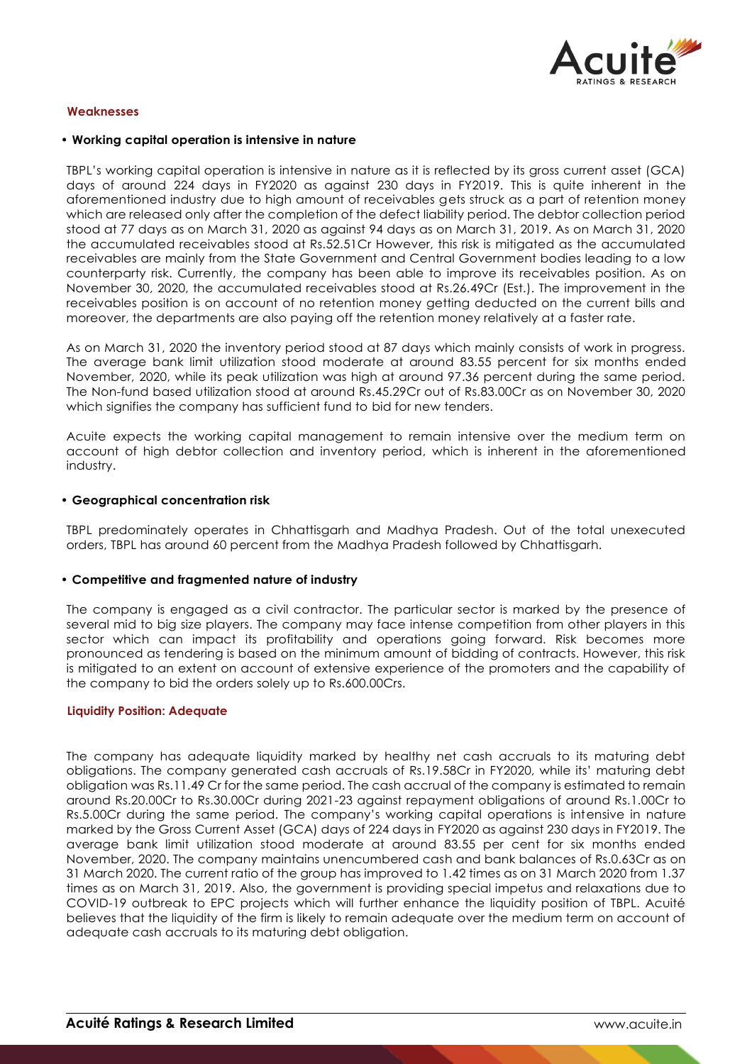### Weaknesses

- **Working capital operation is intensive in nature**

TBPL's working capital operation is intensive in nature as it is reflected by its gross current asset (GCA) days of around 224 days in FY2020 as against 230 days in FY2019. This is quite inherent in the aforementioned industry due to high amount of receivables gets struck as a part of retention money which are released only after the completion of the defect liability period. The debtor collection period stood at 77 days as on March 31, 2020 as against 94 days as on March 31, 2019. As on March 31, 2020 the accumulated receivables stood at Rs.52.51Cr However, this risk is mitigated as the accumulated receivables are mainly from the State Government and Central Government bodies leading to a low counterparty risk. Currently, the company has been able to improve its receivables position. As on November 30, 2020, the accumulated receivables stood at Rs.26.49Cr (Est.). The improvement in the receivables position is on account of no retention money getting deducted on the current bills and moreover, the departments are also paying off the retention money relatively at a faster rate.

As on March 31, 2020 the inventory period stood at 87 days which mainly consists of work in progress. The average bank limit utilization stood moderate at around 83.55 percent for six months ended November, 2020, while its peak utilization was high at around 97.36 percent during the same period. The Non-fund based utilization stood at around Rs.45.29Cr out of Rs.83.00Cr as on November 30, 2020 which signifies the company has sufficient fund to bid for new tenders.

Acuite expects the working capital management to remain intensive over the medium term on account of high debtor collection and inventory period, which is inherent in the aforementioned industry.

- **Geographical concentration risk**

TBPL predominately operates in Chhattisgarh and Madhya Pradesh. Out of the total unexecuted orders, TBPL has around 60 percent from the Madhya Pradesh followed by Chhattisgarh.

- **Competitive and fragmented nature of industry**

The company is engaged as a civil contractor. The particular sector is marked by the presence of several mid to big size players. The company may face intense competition from other players in this sector which can impact its profitability and operations going forward. Risk becomes more pronounced as tendering is based on the minimum amount of bidding of contracts. However, this risk is mitigated to an extent on account of extensive experience of the promoters and the capability of the company to bid the orders solely up to Rs.600.00Crs.

### Liquidity Position: Adequate

The company has adequate liquidity marked by healthy net cash accruals to its maturing debt obligations. The company generated cash accruals of Rs.19.58Cr in FY2020, while its' maturing debt obligation was Rs.11.49 Cr for the same period. The cash accrual of the company is estimated to remain around Rs.20.00Cr to Rs.30.00Cr during 2021-23 against repayment obligations of around Rs.1.00Cr to Rs.5.00Cr during the same period. The company's working capital operations is intensive in nature marked by the Gross Current Asset (GCA) days of 224 days in FY2020 as against 230 days in FY2019. The average bank limit utilization stood moderate at around 83.55 per cent for six months ended November, 2020. The company maintains unencumbered cash and bank balances of Rs.0.63Cr as on 31 March 2020. The current ratio of the group has improved to 1.42 times as on 31 March 2020 from 1.37 times as on March 31, 2019. Also, the government is providing special impetus and relaxations due to COVID-19 outbreak to EPC projects which will further enhance the liquidity position of TBPL. Acuité believes that the liquidity of the firm is likely to remain adequate over the medium term on account of adequate cash accruals to its maturing debt obligation.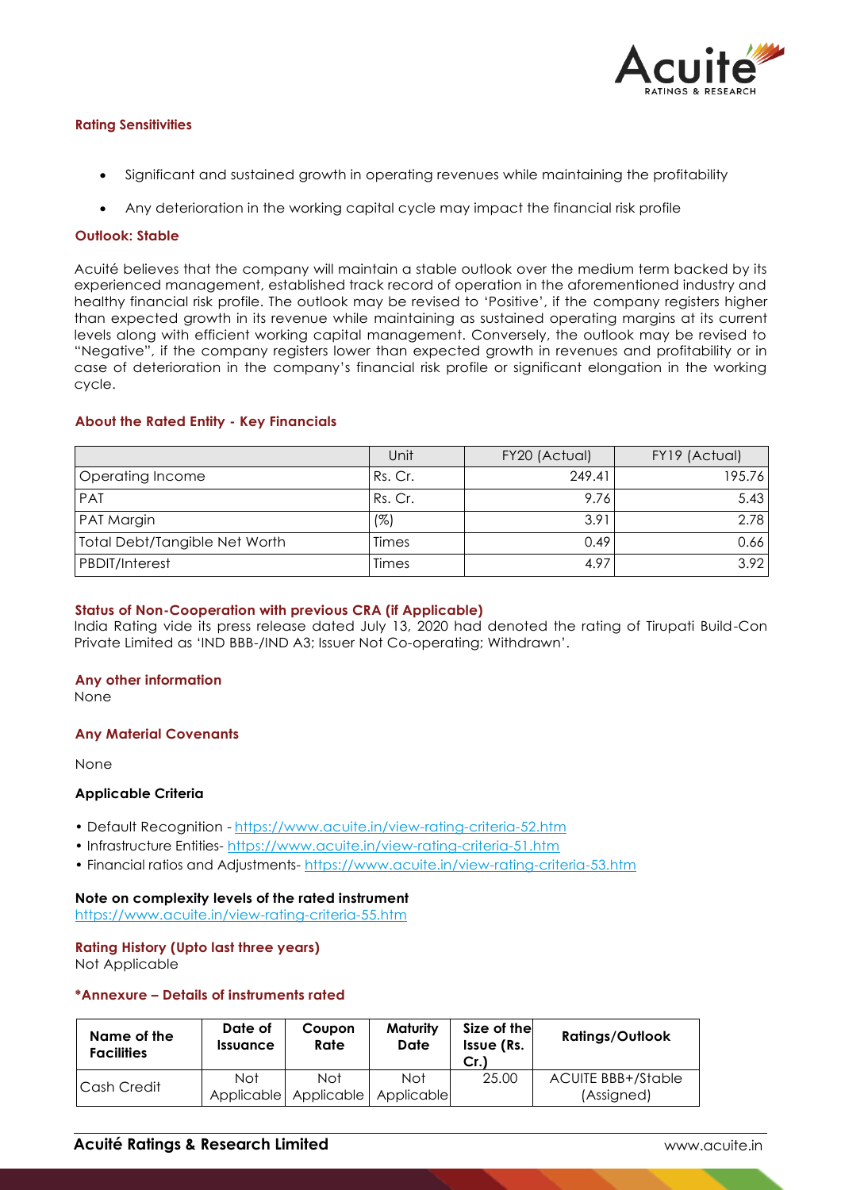### Rating Sensitivities

- Significant and sustained growth in operating revenues while maintaining the profitability
- Any deterioration in the working capital cycle may impact the financial risk profile

### Outlook: Stable

Acuité believes that the company will maintain a stable outlook over the medium term backed by its experienced management, established track record of operation in the aforementioned industry and healthy financial risk profile. The outlook may be revised to 'Positive', if the company registers higher than expected growth in its revenue while maintaining as sustained operating margins at its current levels along with efficient working capital management. Conversely, the outlook may be revised to "Negative", if the company registers lower than expected growth in revenues and profitability or in case of deterioration in the company's financial risk profile or significant elongation in the working cycle.

### About the Rated Entity - Key Financials

| | Unit | FY20 (Actual) | FY19 (Actual) |
|---|---|---|---|
| Operating Income | Rs. Cr. | 249.41 | 195.76 |
| PAT | Rs. Cr. | 9.76 | 5.43 |
| PAT Margin | (%) | 3.91 | 2.78 |
| Total Debt/Tangible Net Worth | Times | 0.49 | 0.66 |
| PBDIT/Interest | Times | 4.97 | 3.92 |

### Status of Non-Cooperation with previous CRA (if Applicable)

India Rating vide its press release dated July 13, 2020 had denoted the rating of Tirupati Build-Con Private Limited as 'IND BBB-/IND A3; Issuer Not Co-operating; Withdrawn'.

### Any other information

None

### Any Material Covenants

None

### Applicable Criteria

- Default Recognition - https://www.acuite.in/view-rating-criteria-52.htm
- Infrastructure Entities- https://www.acuite.in/view-rating-criteria-51.htm
- Financial ratios and Adjustments- https://www.acuite.in/view-rating-criteria-53.htm

### Note on complexity levels of the rated instrument

https://www.acuite.in/view-rating-criteria-55.htm

### Rating History (Upto last three years)

Not Applicable

### *Annexure – Details of instruments rated

| Name of the Facilities | Date of Issuance | Coupon Rate | Maturity Date | Size of the Issue (Rs. Cr.) | Ratings/Outlook |
|---|---|---|---|---|---|
| Cash Credit | Not Applicable | Not Applicable | Not Applicable | 25.00 | ACUITE BBB+/Stable (Assigned) |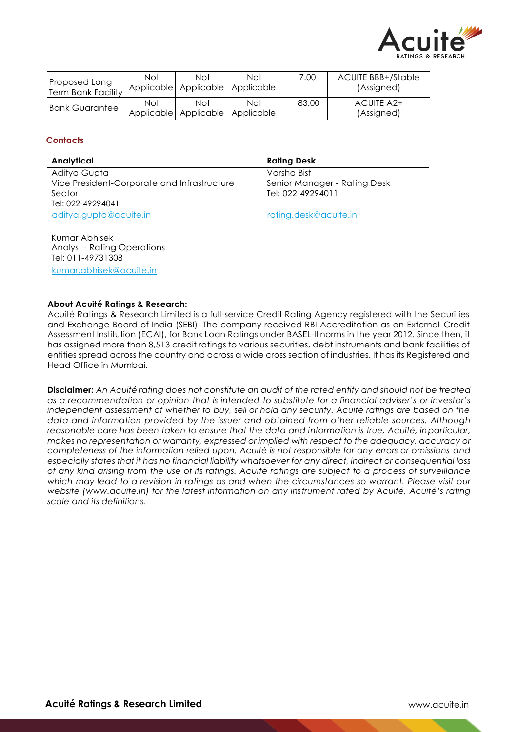| | | | | | |
|---|---|---|---|---|---|
| Proposed Long Term Bank Facility | Not Applicable | Not Applicable | Not Applicable | 7.00 | ACUITE BBB+/Stable (Assigned) |
| Bank Guarantee | Not Applicable | Not Applicable | Not Applicable | 83.00 | ACUITE A2+ (Assigned) |

### Contacts

| Analytical | Rating Desk |
|---|---|
| Aditya Gupta<br>Vice President-Corporate and Infrastructure Sector<br>Tel: 022-49294041<br>aditya.gupta@acuite.in<br><br>Kumar Abhisek<br>Analyst - Rating Operations<br>Tel: 011-49731308<br>kumar.abhisek@acuite.in | Varsha Bist<br>Senior Manager - Rating Desk<br>Tel: 022-49294011<br><br>rating.desk@acuite.in |

**About Acuité Ratings & Research:**

Acuité Ratings & Research Limited is a full-service Credit Rating Agency registered with the Securities and Exchange Board of India (SEBI). The company received RBI Accreditation as an External Credit Assessment Institution (ECAI), for Bank Loan Ratings under BASEL-II norms in the year 2012. Since then, it has assigned more than 8,513 credit ratings to various securities, debt instruments and bank facilities of entities spread across the country and across a wide cross section of industries. It has its Registered and Head Office in Mumbai.

**Disclaimer:** *An Acuité rating does not constitute an audit of the rated entity and should not be treated as a recommendation or opinion that is intended to substitute for a financial adviser's or investor's independent assessment of whether to buy, sell or hold any security. Acuité ratings are based on the data and information provided by the issuer and obtained from other reliable sources. Although reasonable care has been taken to ensure that the data and information is true, Acuité, in particular, makes no representation or warranty, expressed or implied with respect to the adequacy, accuracy or completeness of the information relied upon. Acuité is not responsible for any errors or omissions and especially states that it has no financial liability whatsoever for any direct, indirect or consequential loss of any kind arising from the use of its ratings. Acuité ratings are subject to a process of surveillance which may lead to a revision in ratings as and when the circumstances so warrant. Please visit our website (www.acuite.in) for the latest information on any instrument rated by Acuité, Acuité's rating scale and its definitions.*